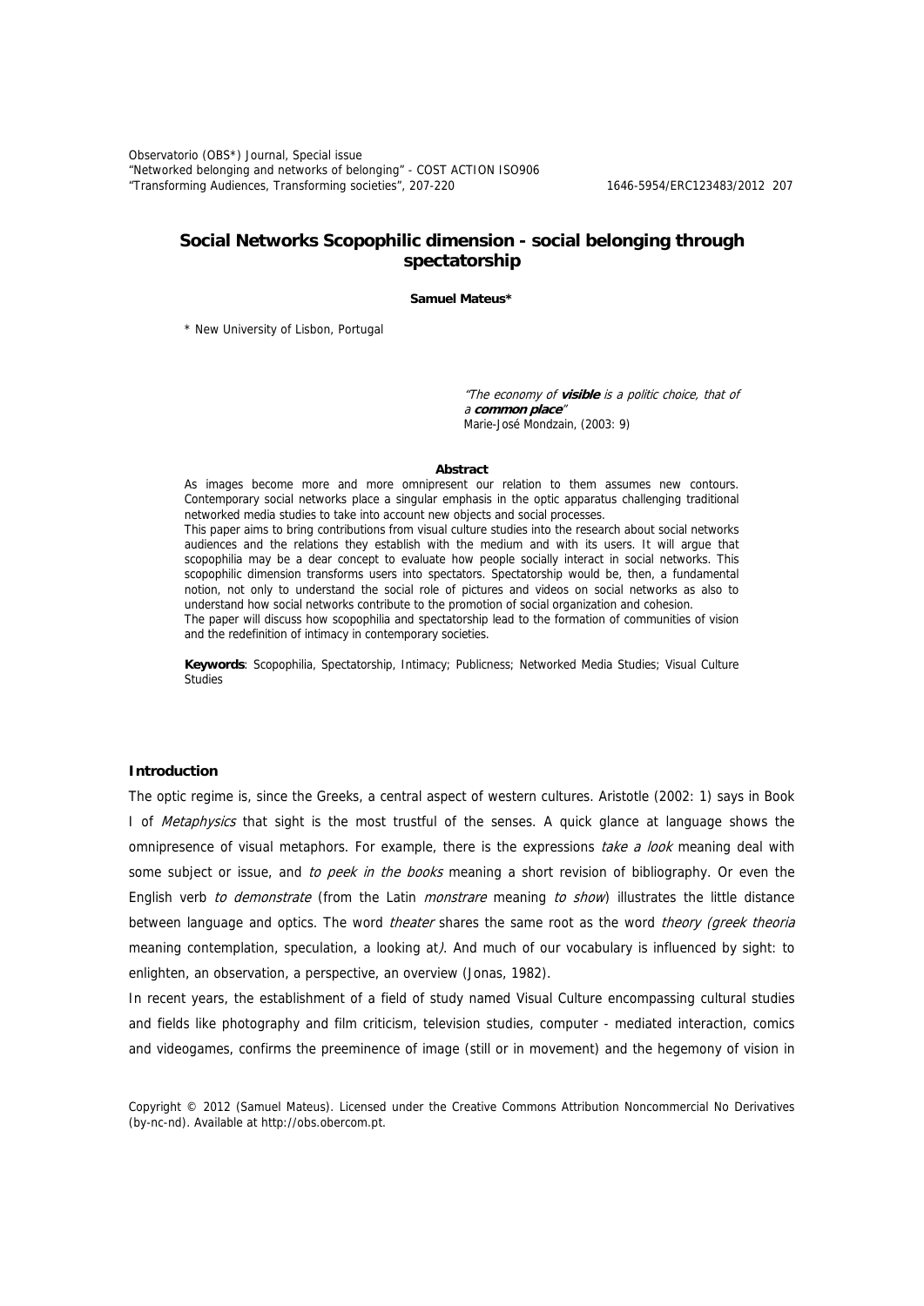# Social Networks Scopophilic dimension - social belonging through spectatorship

**Samuel Mateus***

\* New University of Lisbon, Portugal

> *"The economy of **visible** is a politic choice, that of a **common place**"*
> Marie-José Mondzain, (2003: 9)

**Abstract**

As images become more and more omnipresent our relation to them assumes new contours. Contemporary social networks place a singular emphasis in the optic apparatus challenging traditional networked media studies to take into account new objects and social processes.

This paper aims to bring contributions from visual culture studies into the research about social networks audiences and the relations they establish with the medium and with its users. It will argue that scopophilia may be a dear concept to evaluate how people socially interact in social networks. This scopophilic dimension transforms users into spectators. Spectatorship would be, then, a fundamental notion, not only to understand the social role of pictures and videos on social networks as also to understand how social networks contribute to the promotion of social organization and cohesion.

The paper will discuss how scopophilia and spectatorship lead to the formation of communities of vision and the redefinition of intimacy in contemporary societies.

**Keywords**: Scopophilia, Spectatorship, Intimacy; Publicness; Networked Media Studies; Visual Culture Studies

## Introduction

The optic regime is, since the Greeks, a central aspect of western cultures. Aristotle (2002: 1) says in Book I of *Metaphysics* that sight is the most trustful of the senses. A quick glance at language shows the omnipresence of visual metaphors. For example, there is the expressions *take a look* meaning deal with some subject or issue, and *to peek in the books* meaning a short revision of bibliography. Or even the English verb *to demonstrate* (from the Latin *monstrare* meaning *to show*) illustrates the little distance between language and optics. The word *theater* shares the same root as the word *theory (greek theoria* meaning contemplation, speculation, a looking at*)*. And much of our vocabulary is influenced by sight: to enlighten, an observation, a perspective, an overview (Jonas, 1982).

In recent years, the establishment of a field of study named Visual Culture encompassing cultural studies and fields like photography and film criticism, television studies, computer - mediated interaction, comics and videogames, confirms the preeminence of image (still or in movement) and the hegemony of vision in

Copyright © 2012 (Samuel Mateus). Licensed under the Creative Commons Attribution Noncommercial No Derivatives (by-nc-nd). Available at http://obs.obercom.pt.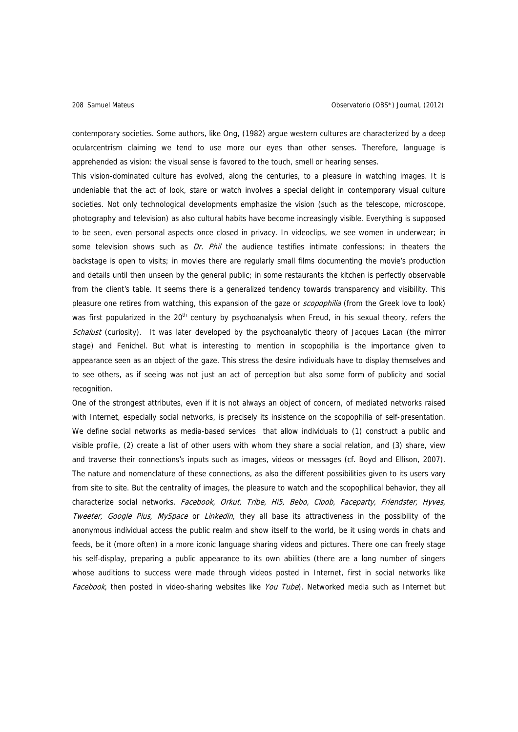contemporary societies. Some authors, like Ong, (1982) argue western cultures are characterized by a deep ocularcentrism claiming we tend to use more our eyes than other senses. Therefore, language is apprehended as vision: the visual sense is favored to the touch, smell or hearing senses.

This vision-dominated culture has evolved, along the centuries, to a pleasure in watching images. It is undeniable that the act of look, stare or watch involves a special delight in contemporary visual culture societies. Not only technological developments emphasize the vision (such as the telescope, microscope, photography and television) as also cultural habits have become increasingly visible. Everything is supposed to be seen, even personal aspects once closed in privacy. In videoclips, we see women in underwear; in some television shows such as *Dr. Phil* the audience testifies intimate confessions; in theaters the backstage is open to visits; in movies there are regularly small films documenting the movie's production and details until then unseen by the general public; in some restaurants the kitchen is perfectly observable from the client's table. It seems there is a generalized tendency towards transparency and visibility. This pleasure one retires from watching, this expansion of the gaze or *scopophilia* (from the Greek love to look) was first popularized in the 20th century by psychoanalysis when Freud, in his sexual theory, refers the *Schalust* (curiosity). It was later developed by the psychoanalytic theory of Jacques Lacan (the mirror stage) and Fenichel. But what is interesting to mention in scopophilia is the importance given to appearance seen as an object of the gaze. This stress the desire individuals have to display themselves and to see others, as if seeing was not just an act of perception but also some form of publicity and social recognition.

One of the strongest attributes, even if it is not always an object of concern, of mediated networks raised with Internet, especially social networks, is precisely its insistence on the scopophilia of self-presentation. We define social networks as media-based services that allow individuals to (1) construct a public and visible profile, (2) create a list of other users with whom they share a social relation, and (3) share, view and traverse their connections's inputs such as images, videos or messages (cf. Boyd and Ellison, 2007). The nature and nomenclature of these connections, as also the different possibilities given to its users vary from site to site. But the centrality of images, the pleasure to watch and the scopophilical behavior, they all characterize social networks. *Facebook, Orkut, Tribe, Hi5, Bebo, Cloob, Faceparty, Friendster, Hyves, Tweeter, Google Plus, MySpace* or *Linkedin*, they all base its attractiveness in the possibility of the anonymous individual access the public realm and show itself to the world, be it using words in chats and feeds, be it (more often) in a more iconic language sharing videos and pictures. There one can freely stage his self-display, preparing a public appearance to its own abilities (there are a long number of singers whose auditions to success were made through videos posted in Internet, first in social networks like *Facebook*, then posted in video-sharing websites like *You Tube*). Networked media such as Internet but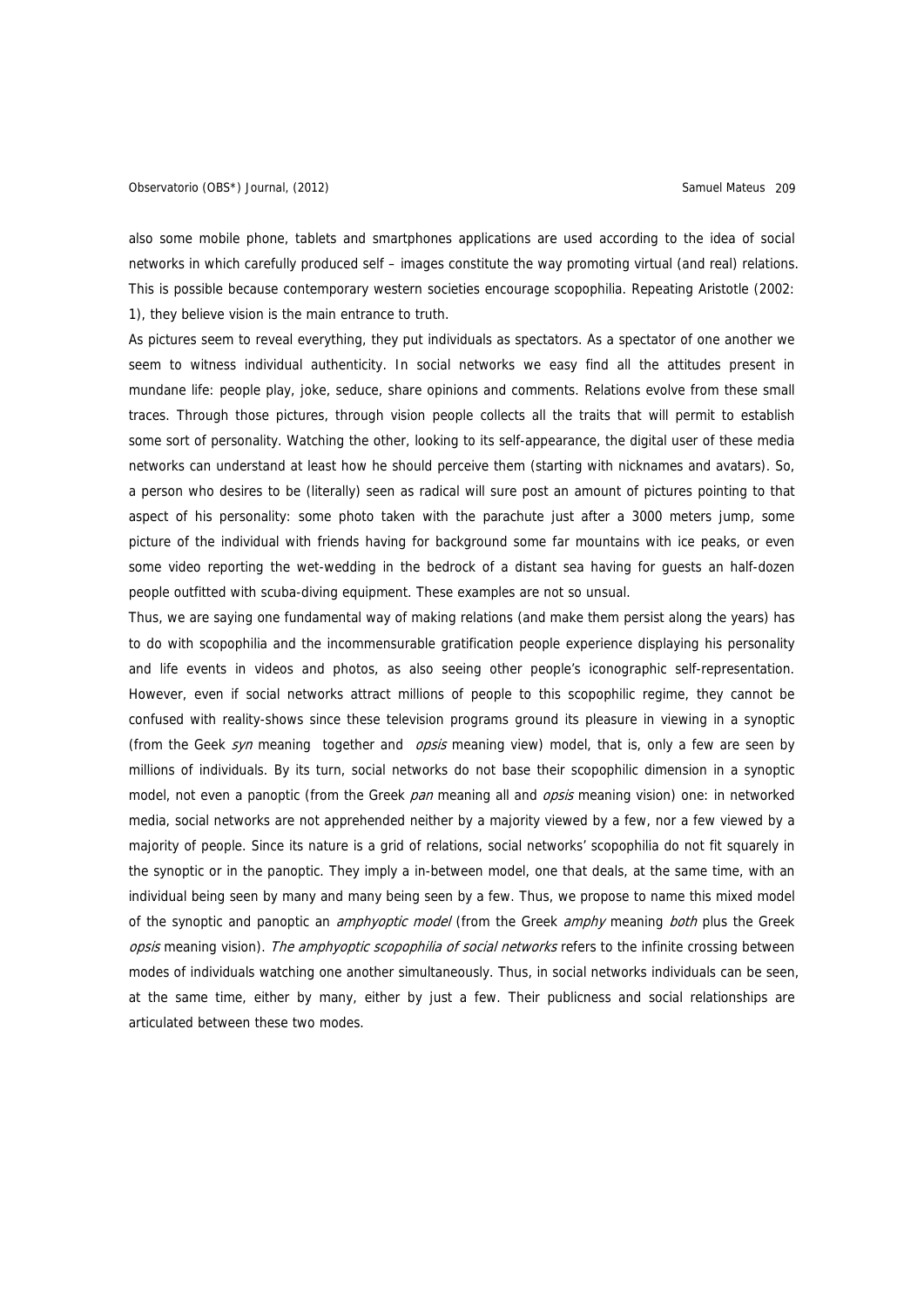also some mobile phone, tablets and smartphones applications are used according to the idea of social networks in which carefully produced self – images constitute the way promoting virtual (and real) relations. This is possible because contemporary western societies encourage scopophilia. Repeating Aristotle (2002: 1), they believe vision is the main entrance to truth.

As pictures seem to reveal everything, they put individuals as spectators. As a spectator of one another we seem to witness individual authenticity. In social networks we easy find all the attitudes present in mundane life: people play, joke, seduce, share opinions and comments. Relations evolve from these small traces. Through those pictures, through vision people collects all the traits that will permit to establish some sort of personality. Watching the other, looking to its self-appearance, the digital user of these media networks can understand at least how he should perceive them (starting with nicknames and avatars). So, a person who desires to be (literally) seen as radical will sure post an amount of pictures pointing to that aspect of his personality: some photo taken with the parachute just after a 3000 meters jump, some picture of the individual with friends having for background some far mountains with ice peaks, or even some video reporting the wet-wedding in the bedrock of a distant sea having for guests an half-dozen people outfitted with scuba-diving equipment. These examples are not so unsual.

Thus, we are saying one fundamental way of making relations (and make them persist along the years) has to do with scopophilia and the incommensurable gratification people experience displaying his personality and life events in videos and photos, as also seeing other people's iconographic self-representation. However, even if social networks attract millions of people to this scopophilic regime, they cannot be confused with reality-shows since these television programs ground its pleasure in viewing in a synoptic (from the Geek *syn* meaning together and *opsis* meaning view) model, that is, only a few are seen by millions of individuals. By its turn, social networks do not base their scopophilic dimension in a synoptic model, not even a panoptic (from the Greek *pan* meaning all and *opsis* meaning vision) one: in networked media, social networks are not apprehended neither by a majority viewed by a few, nor a few viewed by a majority of people. Since its nature is a grid of relations, social networks' scopophilia do not fit squarely in the synoptic or in the panoptic. They imply a in-between model, one that deals, at the same time, with an individual being seen by many and many being seen by a few. Thus, we propose to name this mixed model of the synoptic and panoptic an *amphyoptic model* (from the Greek *amphy* meaning *both* plus the Greek *opsis* meaning vision). *The amphyoptic scopophilia of social networks* refers to the infinite crossing between modes of individuals watching one another simultaneously. Thus, in social networks individuals can be seen, at the same time, either by many, either by just a few. Their publicness and social relationships are articulated between these two modes.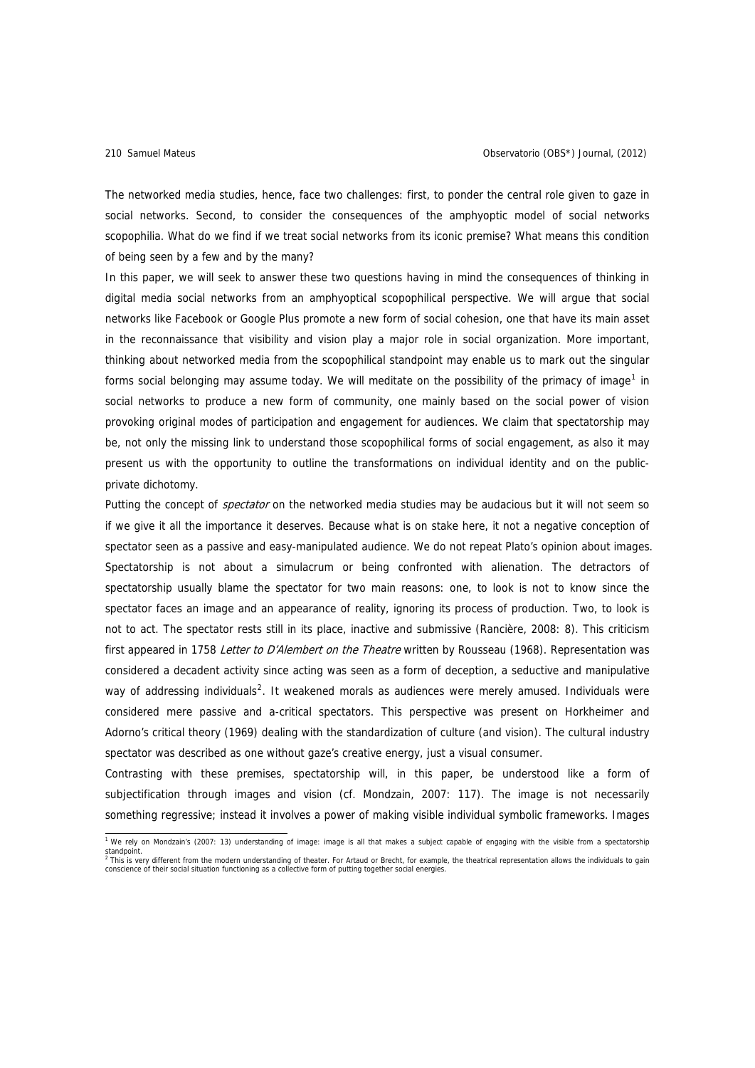The networked media studies, hence, face two challenges: first, to ponder the central role given to gaze in social networks. Second, to consider the consequences of the amphyoptic model of social networks scopophilia. What do we find if we treat social networks from its iconic premise? What means this condition of being seen by a few and by the many?

In this paper, we will seek to answer these two questions having in mind the consequences of thinking in digital media social networks from an amphyoptical scopophilical perspective. We will argue that social networks like Facebook or Google Plus promote a new form of social cohesion, one that have its main asset in the reconnaissance that visibility and vision play a major role in social organization. More important, thinking about networked media from the scopophilical standpoint may enable us to mark out the singular forms social belonging may assume today. We will meditate on the possibility of the primacy of image[1] in social networks to produce a new form of community, one mainly based on the social power of vision provoking original modes of participation and engagement for audiences. We claim that spectatorship may be, not only the missing link to understand those scopophilical forms of social engagement, as also it may present us with the opportunity to outline the transformations on individual identity and on the public-private dichotomy.

Putting the concept of *spectator* on the networked media studies may be audacious but it will not seem so if we give it all the importance it deserves. Because what is on stake here, it not a negative conception of spectator seen as a passive and easy-manipulated audience. We do not repeat Plato's opinion about images. Spectatorship is not about a simulacrum or being confronted with alienation. The detractors of spectatorship usually blame the spectator for two main reasons: one, to look is not to know since the spectator faces an image and an appearance of reality, ignoring its process of production. Two, to look is not to act. The spectator rests still in its place, inactive and submissive (Rancière, 2008: 8). This criticism first appeared in 1758 *Letter to D'Alembert on the Theatre* written by Rousseau (1968). Representation was considered a decadent activity since acting was seen as a form of deception, a seductive and manipulative way of addressing individuals[2]. It weakened morals as audiences were merely amused. Individuals were considered mere passive and a-critical spectators. This perspective was present on Horkheimer and Adorno's critical theory (1969) dealing with the standardization of culture (and vision). The cultural industry spectator was described as one without gaze's creative energy, just a visual consumer.

Contrasting with these premises, spectatorship will, in this paper, be understood like a form of subjectification through images and vision (cf. Mondzain, 2007: 117). The image is not necessarily something regressive; instead it involves a power of making visible individual symbolic frameworks. Images

---

[1] We rely on Mondzain's (2007: 13) understanding of image: image is all that makes a subject capable of engaging with the visible from a spectatorship standpoint.

[2] This is very different from the modern understanding of theater. For Artaud or Brecht, for example, the theatrical representation allows the individuals to gain conscience of their social situation functioning as a collective form of putting together social energies.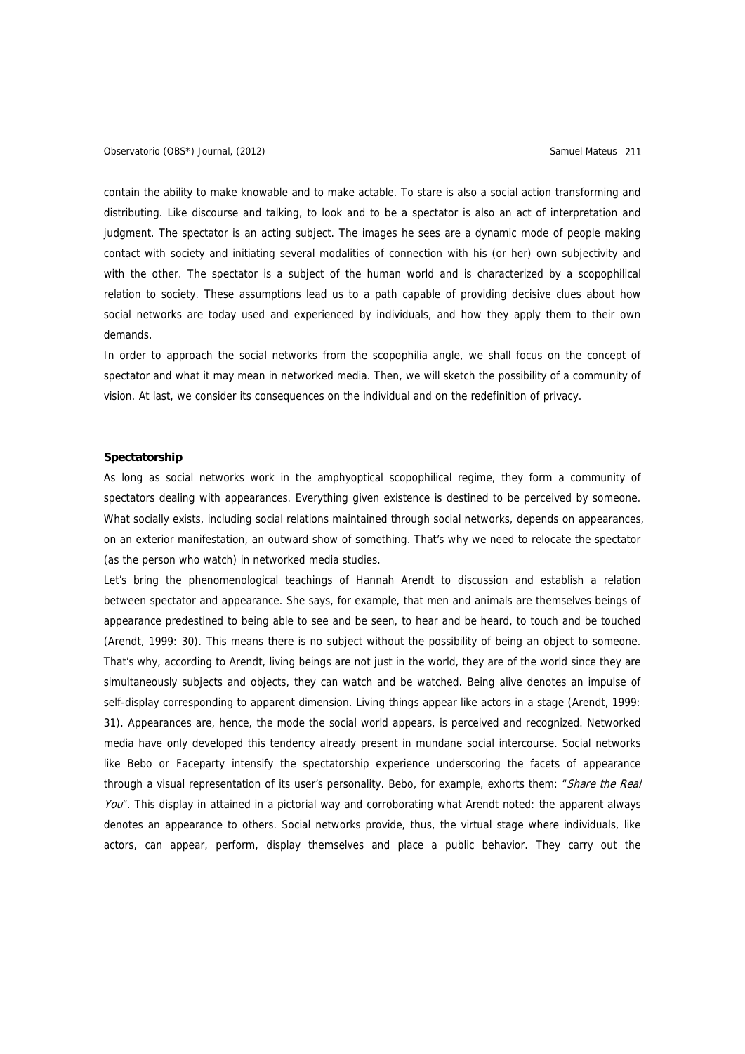contain the ability to make knowable and to make actable. To stare is also a social action transforming and distributing. Like discourse and talking, to look and to be a spectator is also an act of interpretation and judgment. The spectator is an acting subject. The images he sees are a dynamic mode of people making contact with society and initiating several modalities of connection with his (or her) own subjectivity and with the other. The spectator is a subject of the human world and is characterized by a scopophilical relation to society. These assumptions lead us to a path capable of providing decisive clues about how social networks are today used and experienced by individuals, and how they apply them to their own demands.

In order to approach the social networks from the scopophilia angle, we shall focus on the concept of spectator and what it may mean in networked media. Then, we will sketch the possibility of a community of vision. At last, we consider its consequences on the individual and on the redefinition of privacy.

**Spectatorship**

As long as social networks work in the amphyoptical scopophilical regime, they form a community of spectators dealing with appearances. Everything given existence is destined to be perceived by someone. What socially exists, including social relations maintained through social networks, depends on appearances, on an exterior manifestation, an outward show of something. That's why we need to relocate the spectator (as the person who watch) in networked media studies.

Let's bring the phenomenological teachings of Hannah Arendt to discussion and establish a relation between spectator and appearance. She says, for example, that men and animals are themselves beings of appearance predestined to being able to see and be seen, to hear and be heard, to touch and be touched (Arendt, 1999: 30). This means there is no subject without the possibility of being an object to someone. That's why, according to Arendt, living beings are not just in the world, they are of the world since they are simultaneously subjects and objects, they can watch and be watched. Being alive denotes an impulse of self-display corresponding to apparent dimension. Living things appear like actors in a stage (Arendt, 1999: 31). Appearances are, hence, the mode the social world appears, is perceived and recognized. Networked media have only developed this tendency already present in mundane social intercourse. Social networks like Bebo or Faceparty intensify the spectatorship experience underscoring the facets of appearance through a visual representation of its user's personality. Bebo, for example, exhorts them: "*Share the Real You*". This display in attained in a pictorial way and corroborating what Arendt noted: the apparent always denotes an appearance to others. Social networks provide, thus, the virtual stage where individuals, like actors, can appear, perform, display themselves and place a public behavior. They carry out the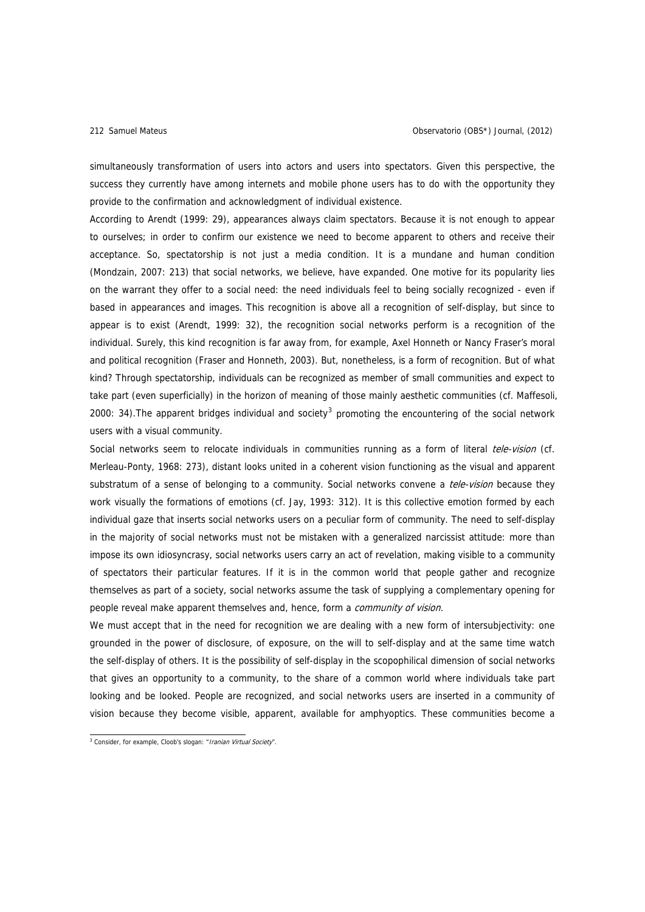simultaneously transformation of users into actors and users into spectators. Given this perspective, the success they currently have among internets and mobile phone users has to do with the opportunity they provide to the confirmation and acknowledgment of individual existence.

According to Arendt (1999: 29), appearances always claim spectators. Because it is not enough to appear to ourselves; in order to confirm our existence we need to become apparent to others and receive their acceptance. So, spectatorship is not just a media condition. It is a mundane and human condition (Mondzain, 2007: 213) that social networks, we believe, have expanded. One motive for its popularity lies on the warrant they offer to a social need: the need individuals feel to being socially recognized - even if based in appearances and images. This recognition is above all a recognition of self-display, but since to appear is to exist (Arendt, 1999: 32), the recognition social networks perform is a recognition of the individual. Surely, this kind recognition is far away from, for example, Axel Honneth or Nancy Fraser's moral and political recognition (Fraser and Honneth, 2003). But, nonetheless, is a form of recognition. But of what kind? Through spectatorship, individuals can be recognized as member of small communities and expect to take part (even superficially) in the horizon of meaning of those mainly aesthetic communities (cf. Maffesoli, 2000: 34).The apparent bridges individual and society[3] promoting the encountering of the social network users with a visual community.

Social networks seem to relocate individuals in communities running as a form of literal *tele-vision* (cf. Merleau-Ponty, 1968: 273), distant looks united in a coherent vision functioning as the visual and apparent substratum of a sense of belonging to a community. Social networks convene a *tele-vision* because they work visually the formations of emotions (cf. Jay, 1993: 312). It is this collective emotion formed by each individual gaze that inserts social networks users on a peculiar form of community. The need to self-display in the majority of social networks must not be mistaken with a generalized narcissist attitude: more than impose its own idiosyncrasy, social networks users carry an act of revelation, making visible to a community of spectators their particular features. If it is in the common world that people gather and recognize themselves as part of a society, social networks assume the task of supplying a complementary opening for people reveal make apparent themselves and, hence, form a *community of vision*.

We must accept that in the need for recognition we are dealing with a new form of intersubjectivity: one grounded in the power of disclosure, of exposure, on the will to self-display and at the same time watch the self-display of others. It is the possibility of self-display in the scopophilical dimension of social networks that gives an opportunity to a community, to the share of a common world where individuals take part looking and be looked. People are recognized, and social networks users are inserted in a community of vision because they become visible, apparent, available for amphyoptics. These communities become a

[3] Consider, for example, Cloob's slogan: "*Iranian Virtual Society*".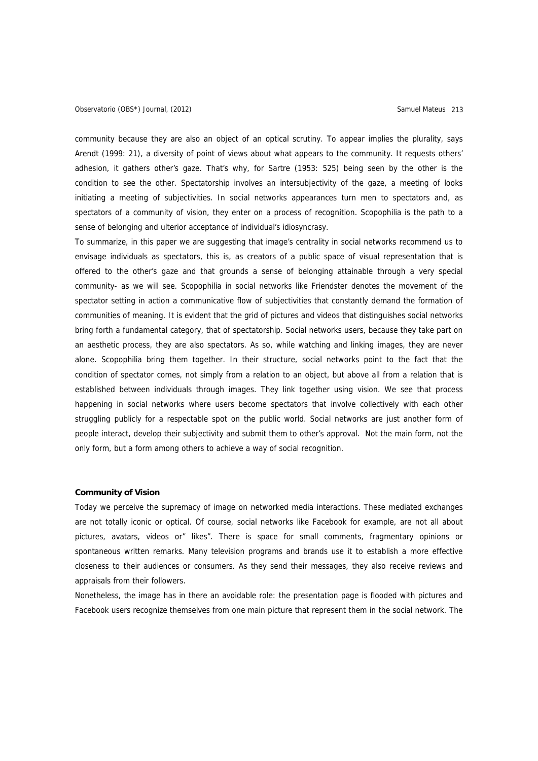community because they are also an object of an optical scrutiny. To appear implies the plurality, says Arendt (1999: 21), a diversity of point of views about what appears to the community. It requests others' adhesion, it gathers other's gaze. That's why, for Sartre (1953: 525) being seen by the other is the condition to see the other. Spectatorship involves an intersubjectivity of the gaze, a meeting of looks initiating a meeting of subjectivities. In social networks appearances turn men to spectators and, as spectators of a community of vision, they enter on a process of recognition. Scopophilia is the path to a sense of belonging and ulterior acceptance of individual's idiosyncrasy.

To summarize, in this paper we are suggesting that image's centrality in social networks recommend us to envisage individuals as spectators, this is, as creators of a public space of visual representation that is offered to the other's gaze and that grounds a sense of belonging attainable through a very special community- as we will see. Scopophilia in social networks like Friendster denotes the movement of the spectator setting in action a communicative flow of subjectivities that constantly demand the formation of communities of meaning. It is evident that the grid of pictures and videos that distinguishes social networks bring forth a fundamental category, that of spectatorship. Social networks users, because they take part on an aesthetic process, they are also spectators. As so, while watching and linking images, they are never alone. Scopophilia bring them together. In their structure, social networks point to the fact that the condition of spectator comes, not simply from a relation to an object, but above all from a relation that is established between individuals through images. They link together using vision. We see that process happening in social networks where users become spectators that involve collectively with each other struggling publicly for a respectable spot on the public world. Social networks are just another form of people interact, develop their subjectivity and submit them to other's approval. Not the main form, not the only form, but a form among others to achieve a way of social recognition.

### Community of Vision

Today we perceive the supremacy of image on networked media interactions. These mediated exchanges are not totally iconic or optical. Of course, social networks like Facebook for example, are not all about pictures, avatars, videos or" likes". There is space for small comments, fragmentary opinions or spontaneous written remarks. Many television programs and brands use it to establish a more effective closeness to their audiences or consumers. As they send their messages, they also receive reviews and appraisals from their followers.

Nonetheless, the image has in there an avoidable role: the presentation page is flooded with pictures and Facebook users recognize themselves from one main picture that represent them in the social network. The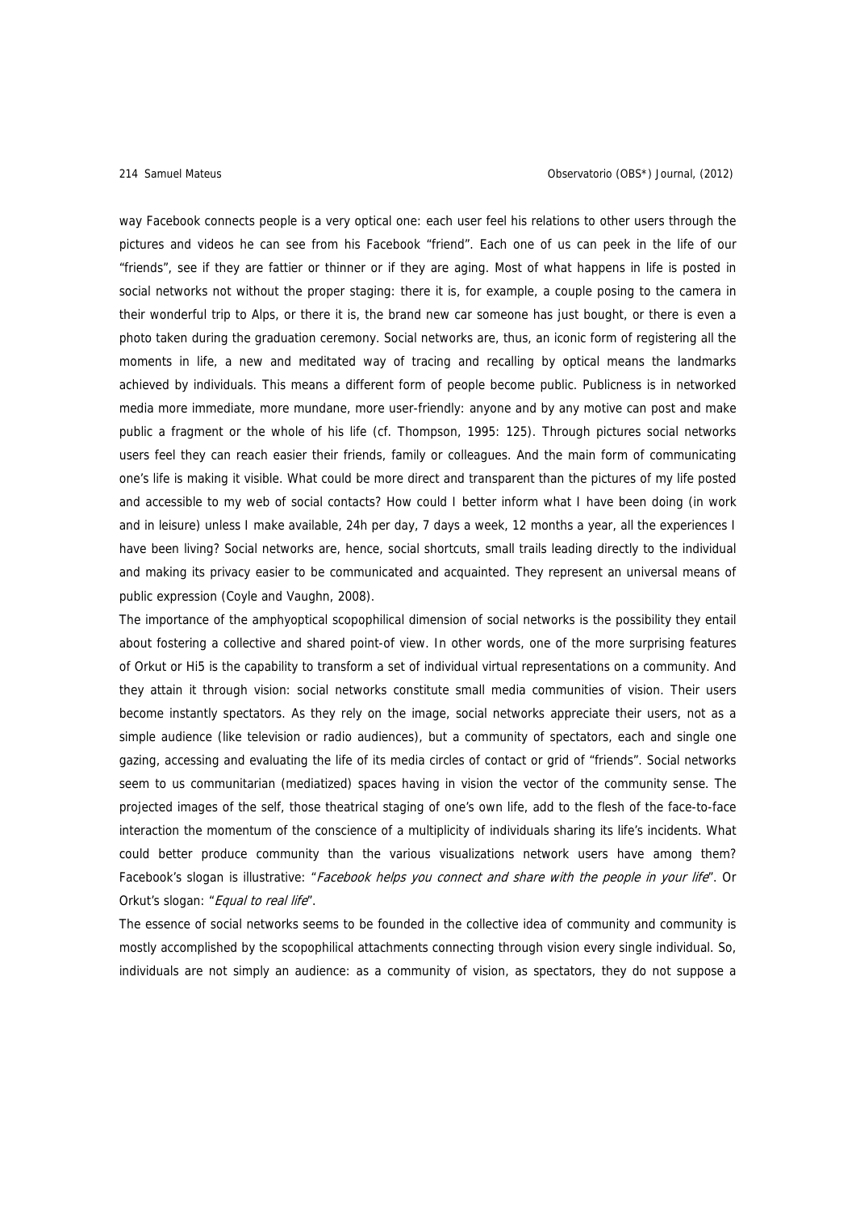way Facebook connects people is a very optical one: each user feel his relations to other users through the pictures and videos he can see from his Facebook "friend". Each one of us can peek in the life of our "friends", see if they are fattier or thinner or if they are aging. Most of what happens in life is posted in social networks not without the proper staging: there it is, for example, a couple posing to the camera in their wonderful trip to Alps, or there it is, the brand new car someone has just bought, or there is even a photo taken during the graduation ceremony. Social networks are, thus, an iconic form of registering all the moments in life, a new and meditated way of tracing and recalling by optical means the landmarks achieved by individuals. This means a different form of people become public. Publicness is in networked media more immediate, more mundane, more user-friendly: anyone and by any motive can post and make public a fragment or the whole of his life (cf. Thompson, 1995: 125). Through pictures social networks users feel they can reach easier their friends, family or colleagues. And the main form of communicating one's life is making it visible. What could be more direct and transparent than the pictures of my life posted and accessible to my web of social contacts? How could I better inform what I have been doing (in work and in leisure) unless I make available, 24h per day, 7 days a week, 12 months a year, all the experiences I have been living? Social networks are, hence, social shortcuts, small trails leading directly to the individual and making its privacy easier to be communicated and acquainted. They represent an universal means of public expression (Coyle and Vaughn, 2008).

The importance of the amphyoptical scopophilical dimension of social networks is the possibility they entail about fostering a collective and shared point-of view. In other words, one of the more surprising features of Orkut or Hi5 is the capability to transform a set of individual virtual representations on a community. And they attain it through vision: social networks constitute small media communities of vision. Their users become instantly spectators. As they rely on the image, social networks appreciate their users, not as a simple audience (like television or radio audiences), but a community of spectators, each and single one gazing, accessing and evaluating the life of its media circles of contact or grid of "friends". Social networks seem to us communitarian (mediatized) spaces having in vision the vector of the community sense. The projected images of the self, those theatrical staging of one's own life, add to the flesh of the face-to-face interaction the momentum of the conscience of a multiplicity of individuals sharing its life's incidents. What could better produce community than the various visualizations network users have among them? Facebook's slogan is illustrative: "*Facebook helps you connect and share with the people in your life*". Or Orkut's slogan: "*Equal to real life*".

The essence of social networks seems to be founded in the collective idea of community and community is mostly accomplished by the scopophilical attachments connecting through vision every single individual. So, individuals are not simply an audience: as a community of vision, as spectators, they do not suppose a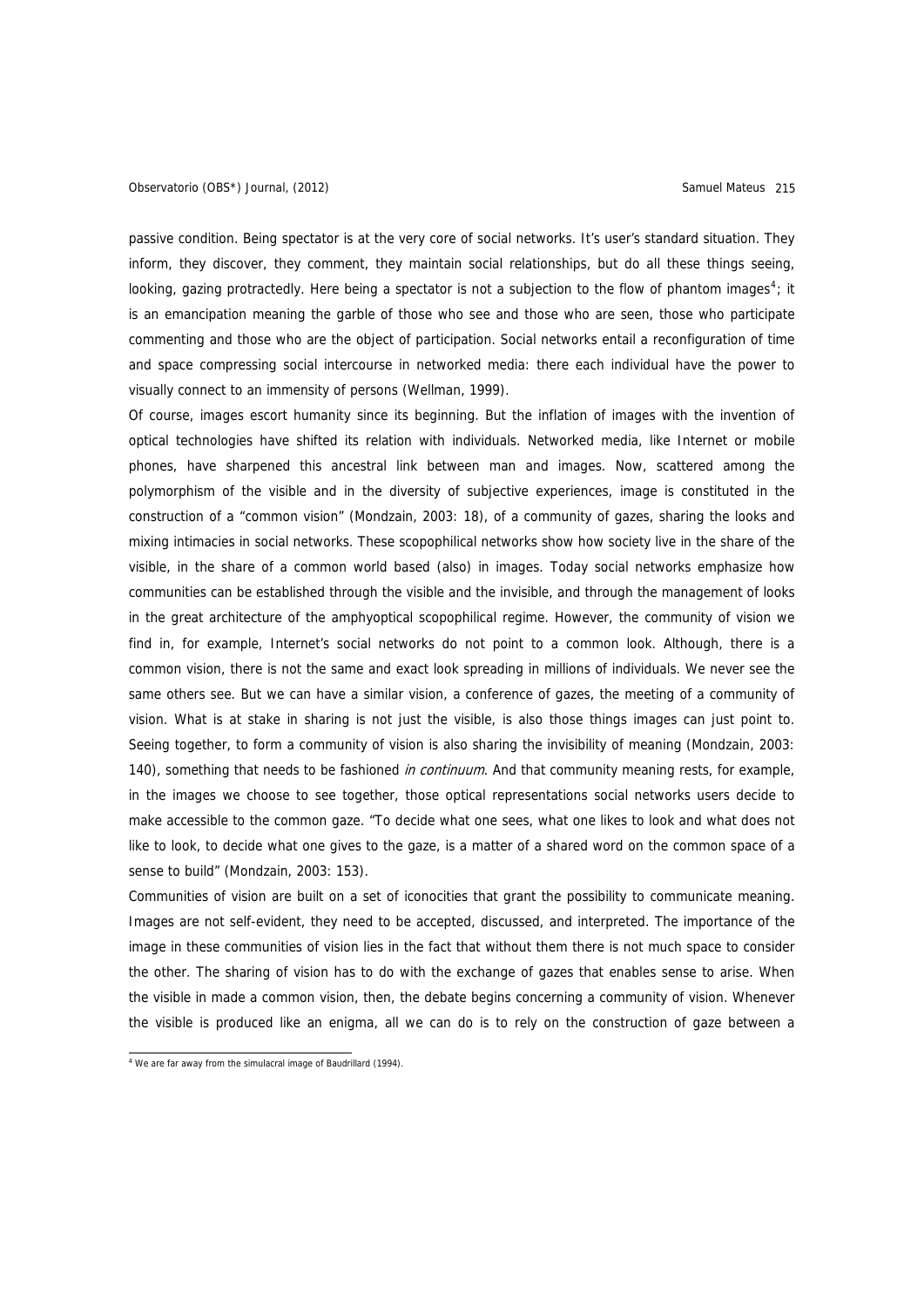passive condition. Being spectator is at the very core of social networks. It's user's standard situation. They inform, they discover, they comment, they maintain social relationships, but do all these things seeing, looking, gazing protractedly. Here being a spectator is not a subjection to the flow of phantom images[4]; it is an emancipation meaning the garble of those who see and those who are seen, those who participate commenting and those who are the object of participation. Social networks entail a reconfiguration of time and space compressing social intercourse in networked media: there each individual have the power to visually connect to an immensity of persons (Wellman, 1999).

Of course, images escort humanity since its beginning. But the inflation of images with the invention of optical technologies have shifted its relation with individuals. Networked media, like Internet or mobile phones, have sharpened this ancestral link between man and images. Now, scattered among the polymorphism of the visible and in the diversity of subjective experiences, image is constituted in the construction of a "common vision" (Mondzain, 2003: 18), of a community of gazes, sharing the looks and mixing intimacies in social networks. These scopophilical networks show how society live in the share of the visible, in the share of a common world based (also) in images. Today social networks emphasize how communities can be established through the visible and the invisible, and through the management of looks in the great architecture of the amphyoptical scopophilical regime. However, the community of vision we find in, for example, Internet's social networks do not point to a common look. Although, there is a common vision, there is not the same and exact look spreading in millions of individuals. We never see the same others see. But we can have a similar vision, a conference of gazes, the meeting of a community of vision. What is at stake in sharing is not just the visible, is also those things images can just point to. Seeing together, to form a community of vision is also sharing the invisibility of meaning (Mondzain, 2003: 140), something that needs to be fashioned *in continuum*. And that community meaning rests, for example, in the images we choose to see together, those optical representations social networks users decide to make accessible to the common gaze. "To decide what one sees, what one likes to look and what does not like to look, to decide what one gives to the gaze, is a matter of a shared word on the common space of a sense to build" (Mondzain, 2003: 153).

Communities of vision are built on a set of iconocities that grant the possibility to communicate meaning. Images are not self-evident, they need to be accepted, discussed, and interpreted. The importance of the image in these communities of vision lies in the fact that without them there is not much space to consider the other. The sharing of vision has to do with the exchange of gazes that enables sense to arise. When the visible in made a common vision, then, the debate begins concerning a community of vision. Whenever the visible is produced like an enigma, all we can do is to rely on the construction of gaze between a

[4] We are far away from the simulacral image of Baudrillard (1994).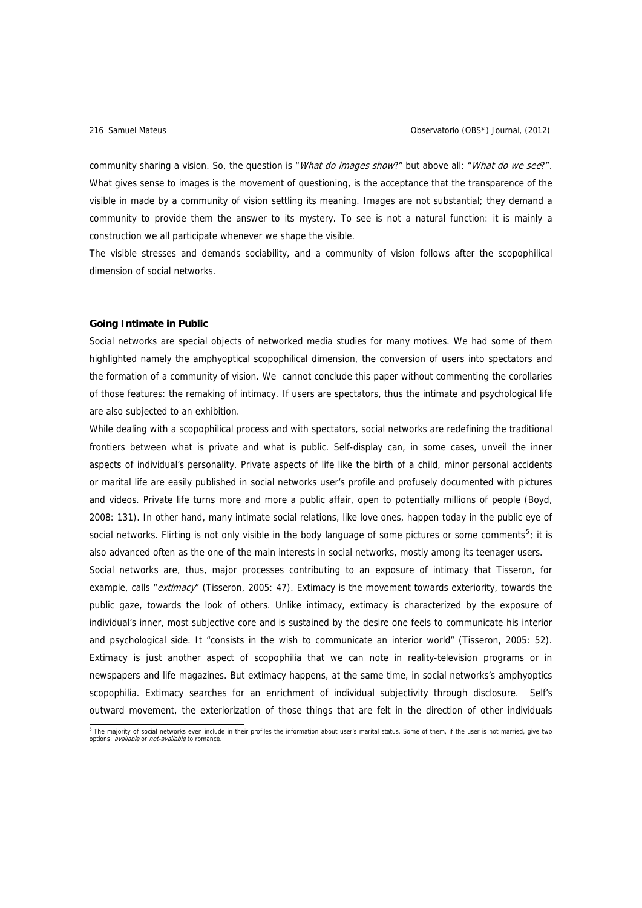community sharing a vision. So, the question is "*What do images show*?" but above all: "*What do we see*?". What gives sense to images is the movement of questioning, is the acceptance that the transparence of the visible in made by a community of vision settling its meaning. Images are not substantial; they demand a community to provide them the answer to its mystery. To see is not a natural function: it is mainly a construction we all participate whenever we shape the visible.

The visible stresses and demands sociability, and a community of vision follows after the scopophilical dimension of social networks.

**Going Intimate in Public**

Social networks are special objects of networked media studies for many motives. We had some of them highlighted namely the amphyoptical scopophilical dimension, the conversion of users into spectators and the formation of a community of vision. We cannot conclude this paper without commenting the corollaries of those features: the remaking of intimacy. If users are spectators, thus the intimate and psychological life are also subjected to an exhibition.

While dealing with a scopophilical process and with spectators, social networks are redefining the traditional frontiers between what is private and what is public. Self-display can, in some cases, unveil the inner aspects of individual's personality. Private aspects of life like the birth of a child, minor personal accidents or marital life are easily published in social networks user's profile and profusely documented with pictures and videos. Private life turns more and more a public affair, open to potentially millions of people (Boyd, 2008: 131). In other hand, many intimate social relations, like love ones, happen today in the public eye of social networks. Flirting is not only visible in the body language of some pictures or some comments[5]; it is also advanced often as the one of the main interests in social networks, mostly among its teenager users.

Social networks are, thus, major processes contributing to an exposure of intimacy that Tisseron, for example, calls "*extimacy*" (Tisseron, 2005: 47). Extimacy is the movement towards exteriority, towards the public gaze, towards the look of others. Unlike intimacy, extimacy is characterized by the exposure of individual's inner, most subjective core and is sustained by the desire one feels to communicate his interior and psychological side. It "consists in the wish to communicate an interior world" (Tisseron, 2005: 52). Extimacy is just another aspect of scopophilia that we can note in reality-television programs or in newspapers and life magazines. But extimacy happens, at the same time, in social networks's amphyoptics scopophilia. Extimacy searches for an enrichment of individual subjectivity through disclosure. Self's outward movement, the exteriorization of those things that are felt in the direction of other individuals

[5] The majority of social networks even include in their profiles the information about user's marital status. Some of them, if the user is not married, give two options: *available* or *not-available* to romance.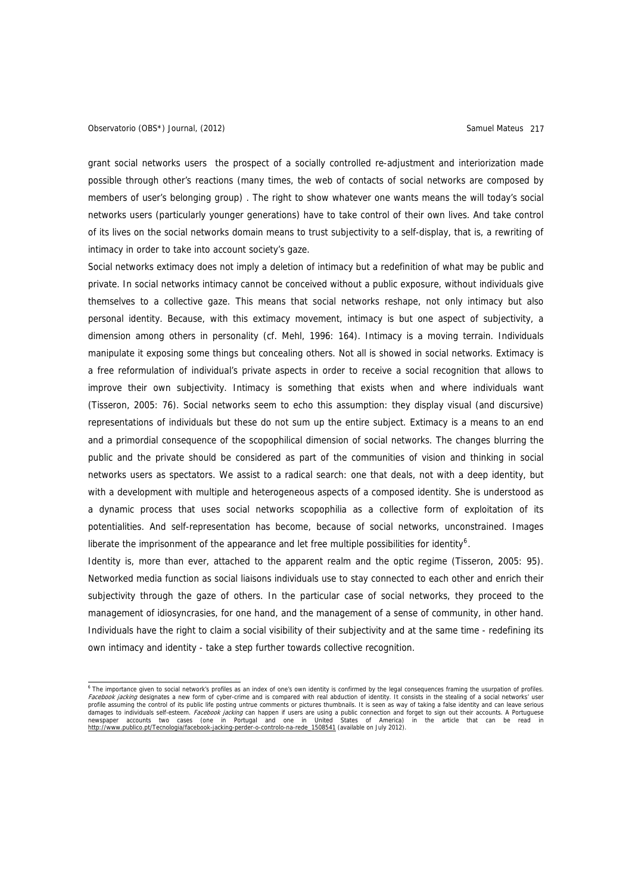grant social networks users the prospect of a socially controlled re-adjustment and interiorization made possible through other's reactions (many times, the web of contacts of social networks are composed by members of user's belonging group) . The right to show whatever one wants means the will today's social networks users (particularly younger generations) have to take control of their own lives. And take control of its lives on the social networks domain means to trust subjectivity to a self-display, that is, a rewriting of intimacy in order to take into account society's gaze.

Social networks extimacy does not imply a deletion of intimacy but a redefinition of what may be public and private. In social networks intimacy cannot be conceived without a public exposure, without individuals give themselves to a collective gaze. This means that social networks reshape, not only intimacy but also personal identity. Because, with this extimacy movement, intimacy is but one aspect of subjectivity, a dimension among others in personality (cf. Mehl, 1996: 164). Intimacy is a moving terrain. Individuals manipulate it exposing some things but concealing others. Not all is showed in social networks. Extimacy is a free reformulation of individual's private aspects in order to receive a social recognition that allows to improve their own subjectivity. Intimacy is something that exists when and where individuals want (Tisseron, 2005: 76). Social networks seem to echo this assumption: they display visual (and discursive) representations of individuals but these do not sum up the entire subject. Extimacy is a means to an end and a primordial consequence of the scopophilical dimension of social networks. The changes blurring the public and the private should be considered as part of the communities of vision and thinking in social networks users as spectators. We assist to a radical search: one that deals, not with a deep identity, but with a development with multiple and heterogeneous aspects of a composed identity. She is understood as a dynamic process that uses social networks scopophilia as a collective form of exploitation of its potentialities. And self-representation has become, because of social networks, unconstrained. Images liberate the imprisonment of the appearance and let free multiple possibilities for identity[6].

Identity is, more than ever, attached to the apparent realm and the optic regime (Tisseron, 2005: 95). Networked media function as social liaisons individuals use to stay connected to each other and enrich their subjectivity through the gaze of others. In the particular case of social networks, they proceed to the management of idiosyncrasies, for one hand, and the management of a sense of community, in other hand. Individuals have the right to claim a social visibility of their subjectivity and at the same time - redefining its own intimacy and identity - take a step further towards collective recognition.

---

[6] The importance given to social network's profiles as an index of one's own identity is confirmed by the legal consequences framing the usurpation of profiles. *Facebook jacking* designates a new form of cyber-crime and is compared with real abduction of identity. It consists in the stealing of a social networks' user profile assuming the control of its public life posting untrue comments or pictures thumbnails. It is seen as way of taking a false identity and can leave serious damages to individuals self-esteem. *Facebook jacking* can happen if users are using a public connection and forget to sign out their accounts. A Portuguese newspaper accounts two cases (one in Portugal and one in United States of America) in the article that can be read in http://www.publico.pt/Tecnologia/facebook-jacking-perder-o-controlo-na-rede_1508541 (available on July 2012).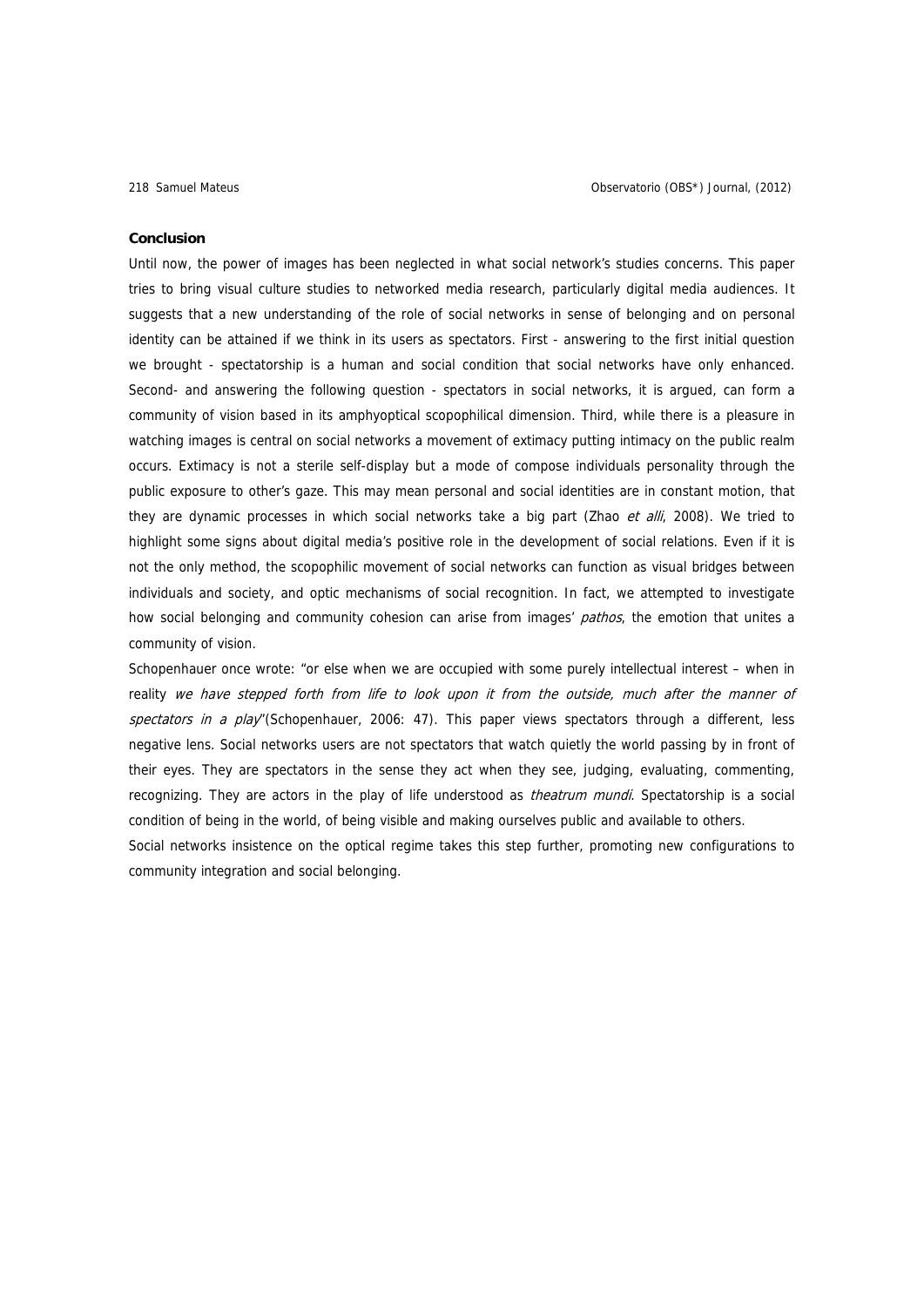**Conclusion**

Until now, the power of images has been neglected in what social network's studies concerns. This paper tries to bring visual culture studies to networked media research, particularly digital media audiences. It suggests that a new understanding of the role of social networks in sense of belonging and on personal identity can be attained if we think in its users as spectators. First - answering to the first initial question we brought - spectatorship is a human and social condition that social networks have only enhanced. Second- and answering the following question - spectators in social networks, it is argued, can form a community of vision based in its amphyoptical scopophilical dimension. Third, while there is a pleasure in watching images is central on social networks a movement of extimacy putting intimacy on the public realm occurs. Extimacy is not a sterile self-display but a mode of compose individuals personality through the public exposure to other's gaze. This may mean personal and social identities are in constant motion, that they are dynamic processes in which social networks take a big part (Zhao *et alli*, 2008). We tried to highlight some signs about digital media's positive role in the development of social relations. Even if it is not the only method, the scopophilic movement of social networks can function as visual bridges between individuals and society, and optic mechanisms of social recognition. In fact, we attempted to investigate how social belonging and community cohesion can arise from images' *pathos*, the emotion that unites a community of vision.

Schopenhauer once wrote: "or else when we are occupied with some purely intellectual interest – when in reality *we have stepped forth from life to look upon it from the outside, much after the manner of spectators in a play*"(Schopenhauer, 2006: 47). This paper views spectators through a different, less negative lens. Social networks users are not spectators that watch quietly the world passing by in front of their eyes. They are spectators in the sense they act when they see, judging, evaluating, commenting, recognizing. They are actors in the play of life understood as *theatrum mundi*. Spectatorship is a social condition of being in the world, of being visible and making ourselves public and available to others.

Social networks insistence on the optical regime takes this step further, promoting new configurations to community integration and social belonging.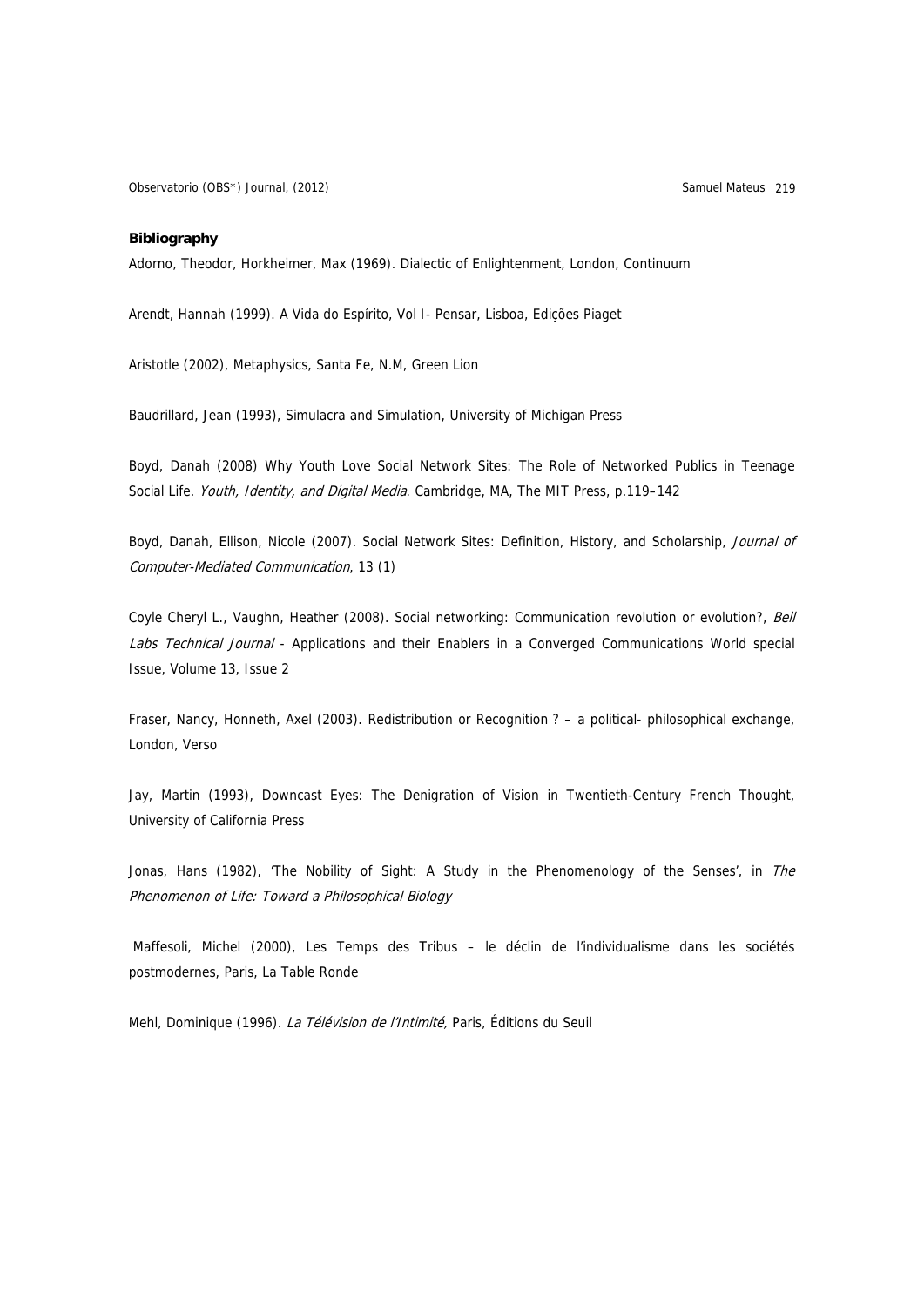**Bibliography**

Adorno, Theodor, Horkheimer, Max (1969). Dialectic of Enlightenment, London, Continuum

Arendt, Hannah (1999). A Vida do Espírito, Vol I- Pensar, Lisboa, Edições Piaget

Aristotle (2002), Metaphysics, Santa Fe, N.M, Green Lion

Baudrillard, Jean (1993), Simulacra and Simulation, University of Michigan Press

Boyd, Danah (2008) Why Youth Love Social Network Sites: The Role of Networked Publics in Teenage Social Life. *Youth, Identity, and Digital Media*. Cambridge, MA, The MIT Press, p.119–142

Boyd, Danah, Ellison, Nicole (2007). Social Network Sites: Definition, History, and Scholarship, *Journal of Computer-Mediated Communication*, 13 (1)

Coyle Cheryl L., Vaughn, Heather (2008). Social networking: Communication revolution or evolution?, *Bell Labs Technical Journal* - Applications and their Enablers in a Converged Communications World special Issue, Volume 13, Issue 2

Fraser, Nancy, Honneth, Axel (2003). Redistribution or Recognition ? – a political- philosophical exchange, London, Verso

Jay, Martin (1993), Downcast Eyes: The Denigration of Vision in Twentieth-Century French Thought, University of California Press

Jonas, Hans (1982), 'The Nobility of Sight: A Study in the Phenomenology of the Senses', in *The Phenomenon of Life: Toward a Philosophical Biology*

Maffesoli, Michel (2000), Les Temps des Tribus – le déclin de l'individualisme dans les sociétés postmodernes, Paris, La Table Ronde

Mehl, Dominique (1996). *La Télévision de l'Intimité,* Paris, Éditions du Seuil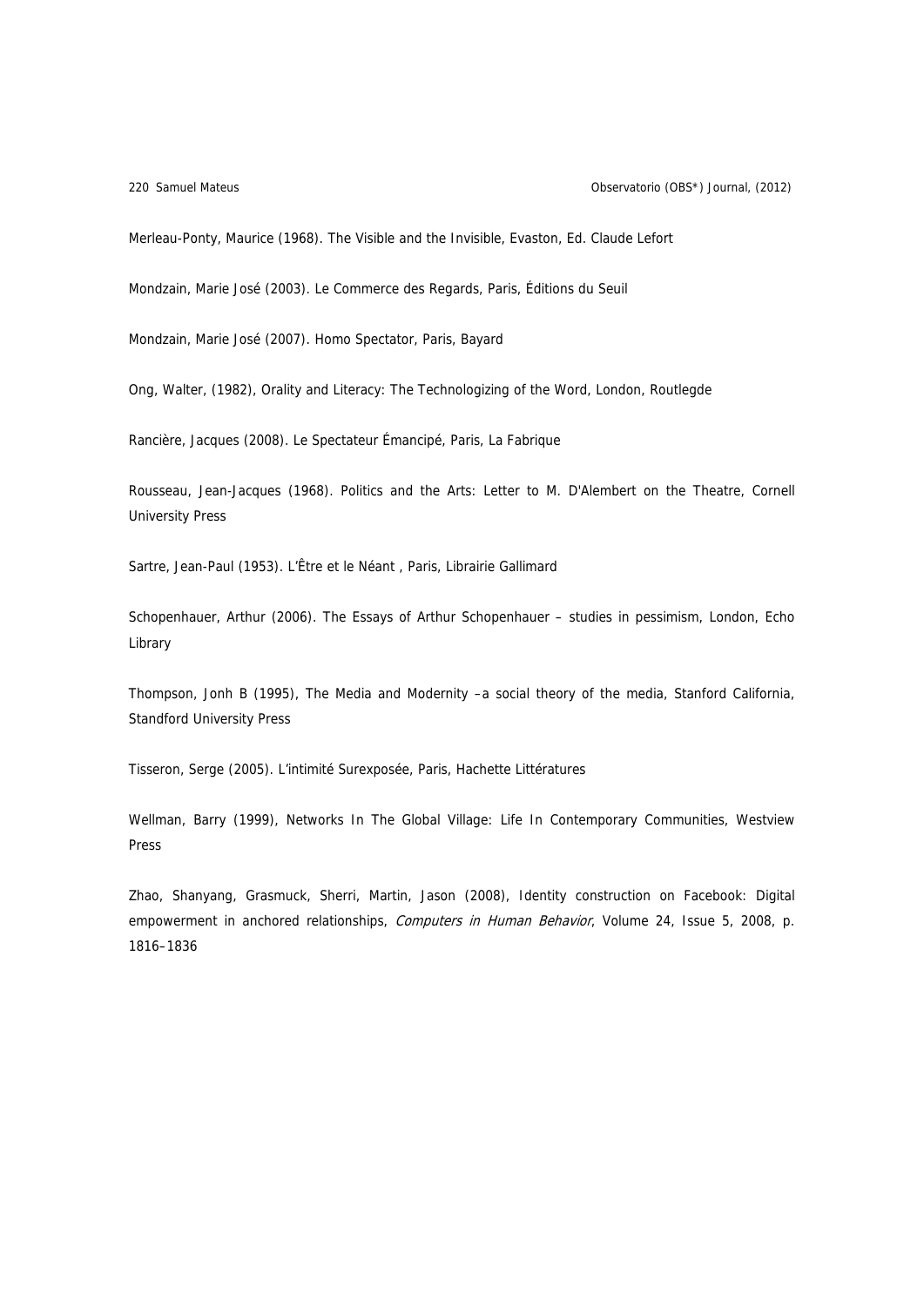Merleau-Ponty, Maurice (1968). The Visible and the Invisible, Evaston, Ed. Claude Lefort

Mondzain, Marie José (2003). Le Commerce des Regards, Paris, Éditions du Seuil

Mondzain, Marie José (2007). Homo Spectator, Paris, Bayard

Ong, Walter, (1982), Orality and Literacy: The Technologizing of the Word, London, Routlegde

Rancière, Jacques (2008). Le Spectateur Émancipé, Paris, La Fabrique

Rousseau, Jean-Jacques (1968). Politics and the Arts: Letter to M. D'Alembert on the Theatre, Cornell University Press

Sartre, Jean-Paul (1953). L'Être et le Néant , Paris, Librairie Gallimard

Schopenhauer, Arthur (2006). The Essays of Arthur Schopenhauer – studies in pessimism, London, Echo Library

Thompson, Jonh B (1995), The Media and Modernity –a social theory of the media, Stanford California, Standford University Press

Tisseron, Serge (2005). L'intimité Surexposée, Paris, Hachette Littératures

Wellman, Barry (1999), Networks In The Global Village: Life In Contemporary Communities, Westview Press

Zhao, Shanyang, Grasmuck, Sherri, Martin, Jason (2008), Identity construction on Facebook: Digital empowerment in anchored relationships, *Computers in Human Behavior*, Volume 24, Issue 5, 2008, p. 1816–1836